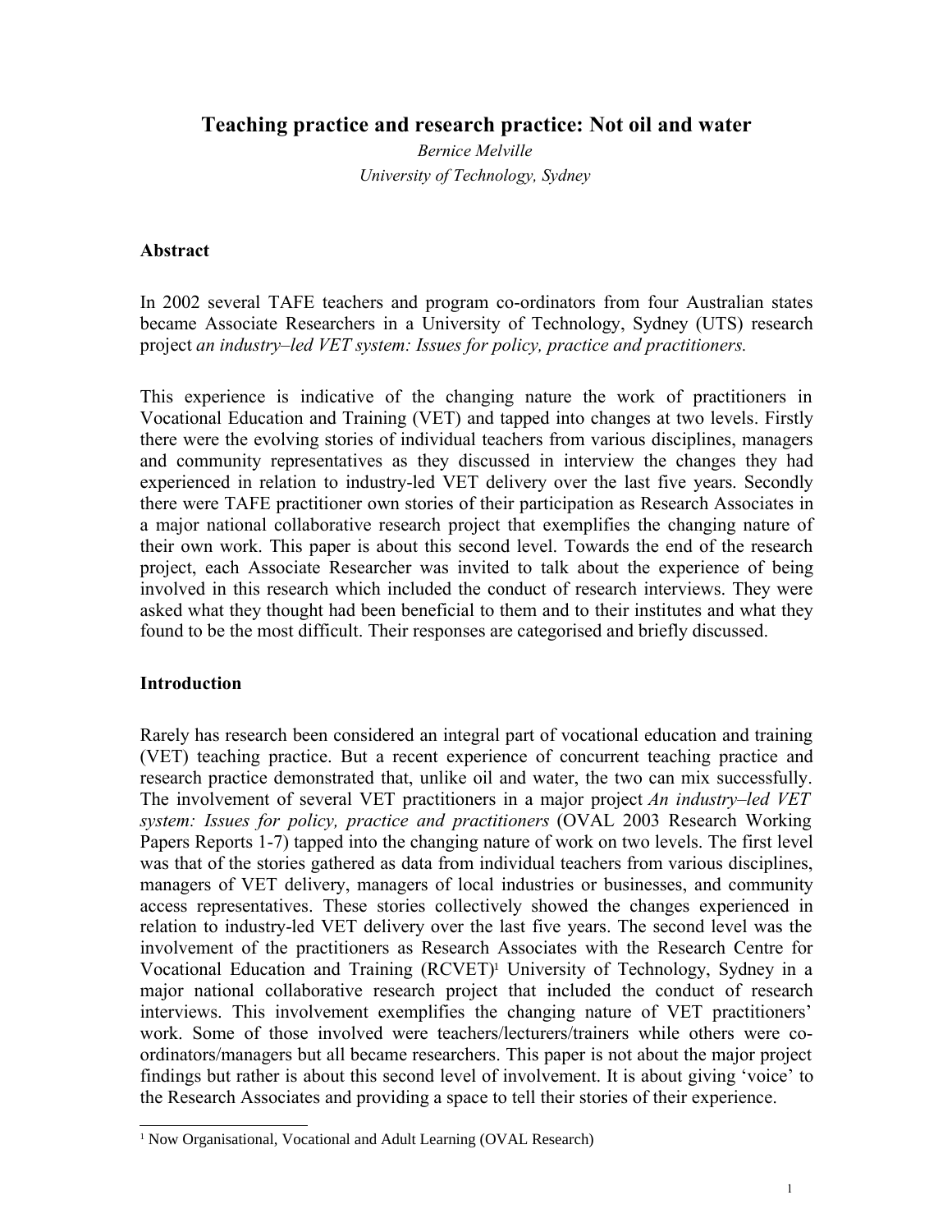# Teaching practice and research practice: Not oil and water

*Bernice Melville*

*University of Technology, Sydney*

## Abstract

In 2002 several TAFE teachers and program co-ordinators from four Australian states became Associate Researchers in a University of Technology, Sydney (UTS) research project *an industry–led VET system: Issues for policy, practice and practitioners.*

This experience is indicative of the changing nature the work of practitioners in Vocational Education and Training (VET) and tapped into changes at two levels. Firstly there were the evolving stories of individual teachers from various disciplines, managers and community representatives as they discussed in interview the changes they had experienced in relation to industry-led VET delivery over the last five years. Secondly there were TAFE practitioner own stories of their participation as Research Associates in a major national collaborative research project that exemplifies the changing nature of their own work. This paper is about this second level. Towards the end of the research project, each Associate Researcher was invited to talk about the experience of being involved in this research which included the conduct of research interviews. They were asked what they thought had been beneficial to them and to their institutes and what they found to be the most difficult. Their responses are categorised and briefly discussed.

## Introduction

Rarely has research been considered an integral part of vocational education and training (VET) teaching practice. But a recent experience of concurrent teaching practice and research practice demonstrated that, unlike oil and water, the two can mix successfully. The involvement of several VET practitioners in a major project *An industry–led VET system: Issues for policy, practice and practitioners* (OVAL 2003 Research Working Papers Reports 1-7) tapped into the changing nature of work on two levels. The first level was that of the stories gathered as data from individual teachers from various disciplines, managers of VET delivery, managers of local industries or businesses, and community access representatives. These stories collectively showed the changes experienced in relation to industry-led VET delivery over the last five years. The second level was the involvement of the practitioners as Research Associates with the Research Centre for Vocational Education and Training (RCVET)[1] University of Technology, Sydney in a major national collaborative research project that included the conduct of research interviews. This involvement exemplifies the changing nature of VET practitioners' work. Some of those involved were teachers/lecturers/trainers while others were co-ordinators/managers but all became researchers. This paper is not about the major project findings but rather is about this second level of involvement. It is about giving 'voice' to the Research Associates and providing a space to tell their stories of their experience.

[1] Now Organisational, Vocational and Adult Learning (OVAL Research)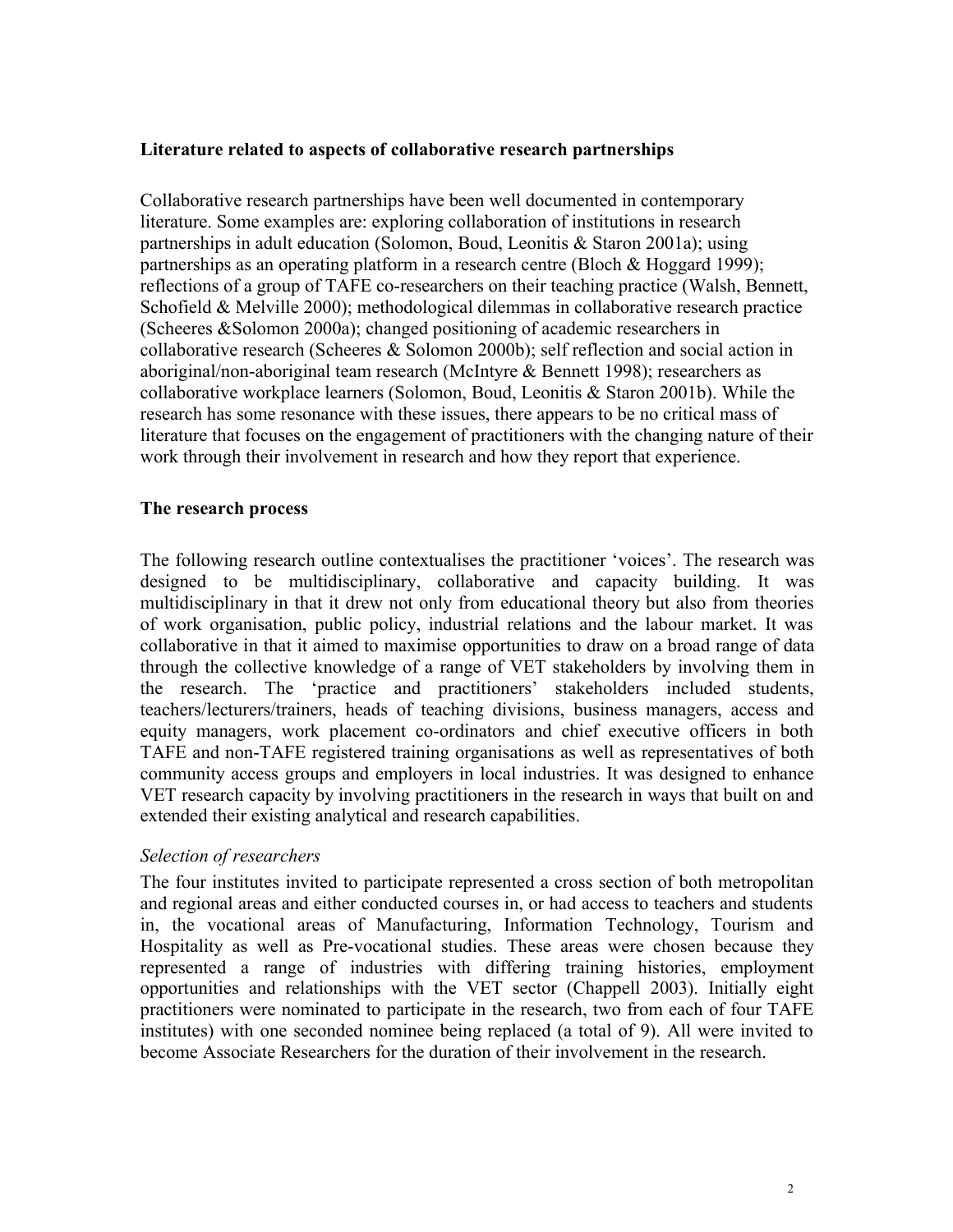## Literature related to aspects of collaborative research partnerships

Collaborative research partnerships have been well documented in contemporary literature. Some examples are: exploring collaboration of institutions in research partnerships in adult education (Solomon, Boud, Leonitis & Staron 2001a); using partnerships as an operating platform in a research centre (Bloch & Hoggard 1999); reflections of a group of TAFE co-researchers on their teaching practice (Walsh, Bennett, Schofield & Melville 2000); methodological dilemmas in collaborative research practice (Scheeres &Solomon 2000a); changed positioning of academic researchers in collaborative research (Scheeres & Solomon 2000b); self reflection and social action in aboriginal/non-aboriginal team research (McIntyre & Bennett 1998); researchers as collaborative workplace learners (Solomon, Boud, Leonitis & Staron 2001b). While the research has some resonance with these issues, there appears to be no critical mass of literature that focuses on the engagement of practitioners with the changing nature of their work through their involvement in research and how they report that experience.

## The research process

The following research outline contextualises the practitioner 'voices'. The research was designed to be multidisciplinary, collaborative and capacity building. It was multidisciplinary in that it drew not only from educational theory but also from theories of work organisation, public policy, industrial relations and the labour market. It was collaborative in that it aimed to maximise opportunities to draw on a broad range of data through the collective knowledge of a range of VET stakeholders by involving them in the research. The 'practice and practitioners' stakeholders included students, teachers/lecturers/trainers, heads of teaching divisions, business managers, access and equity managers, work placement co-ordinators and chief executive officers in both TAFE and non-TAFE registered training organisations as well as representatives of both community access groups and employers in local industries. It was designed to enhance VET research capacity by involving practitioners in the research in ways that built on and extended their existing analytical and research capabilities.

### *Selection of researchers*

The four institutes invited to participate represented a cross section of both metropolitan and regional areas and either conducted courses in, or had access to teachers and students in, the vocational areas of Manufacturing, Information Technology, Tourism and Hospitality as well as Pre-vocational studies. These areas were chosen because they represented a range of industries with differing training histories, employment opportunities and relationships with the VET sector (Chappell 2003). Initially eight practitioners were nominated to participate in the research, two from each of four TAFE institutes) with one seconded nominee being replaced (a total of 9). All were invited to become Associate Researchers for the duration of their involvement in the research.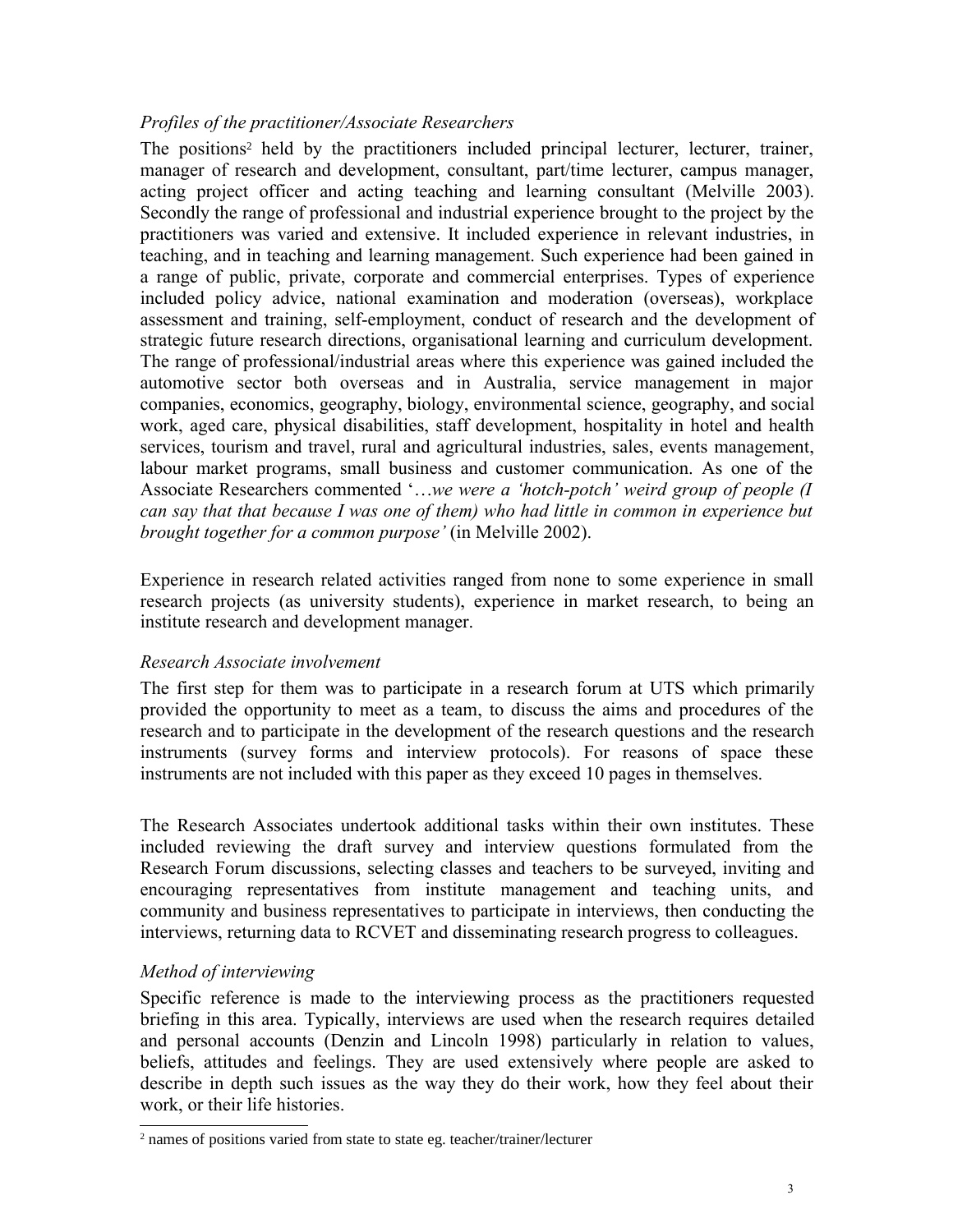*Profiles of the practitioner/Associate Researchers*

The positions[2] held by the practitioners included principal lecturer, lecturer, trainer, manager of research and development, consultant, part/time lecturer, campus manager, acting project officer and acting teaching and learning consultant (Melville 2003). Secondly the range of professional and industrial experience brought to the project by the practitioners was varied and extensive. It included experience in relevant industries, in teaching, and in teaching and learning management. Such experience had been gained in a range of public, private, corporate and commercial enterprises. Types of experience included policy advice, national examination and moderation (overseas), workplace assessment and training, self-employment, conduct of research and the development of strategic future research directions, organisational learning and curriculum development. The range of professional/industrial areas where this experience was gained included the automotive sector both overseas and in Australia, service management in major companies, economics, geography, biology, environmental science, geography, and social work, aged care, physical disabilities, staff development, hospitality in hotel and health services, tourism and travel, rural and agricultural industries, sales, events management, labour market programs, small business and customer communication. As one of the Associate Researchers commented '…*we were a 'hotch-potch' weird group of people (I can say that that because I was one of them) who had little in common in experience but brought together for a common purpose'* (in Melville 2002).

Experience in research related activities ranged from none to some experience in small research projects (as university students), experience in market research, to being an institute research and development manager.

*Research Associate involvement*

The first step for them was to participate in a research forum at UTS which primarily provided the opportunity to meet as a team, to discuss the aims and procedures of the research and to participate in the development of the research questions and the research instruments (survey forms and interview protocols). For reasons of space these instruments are not included with this paper as they exceed 10 pages in themselves.

The Research Associates undertook additional tasks within their own institutes. These included reviewing the draft survey and interview questions formulated from the Research Forum discussions, selecting classes and teachers to be surveyed, inviting and encouraging representatives from institute management and teaching units, and community and business representatives to participate in interviews, then conducting the interviews, returning data to RCVET and disseminating research progress to colleagues.

*Method of interviewing*

Specific reference is made to the interviewing process as the practitioners requested briefing in this area. Typically, interviews are used when the research requires detailed and personal accounts (Denzin and Lincoln 1998) particularly in relation to values, beliefs, attitudes and feelings. They are used extensively where people are asked to describe in depth such issues as the way they do their work, how they feel about their work, or their life histories.

[2] names of positions varied from state to state eg. teacher/trainer/lecturer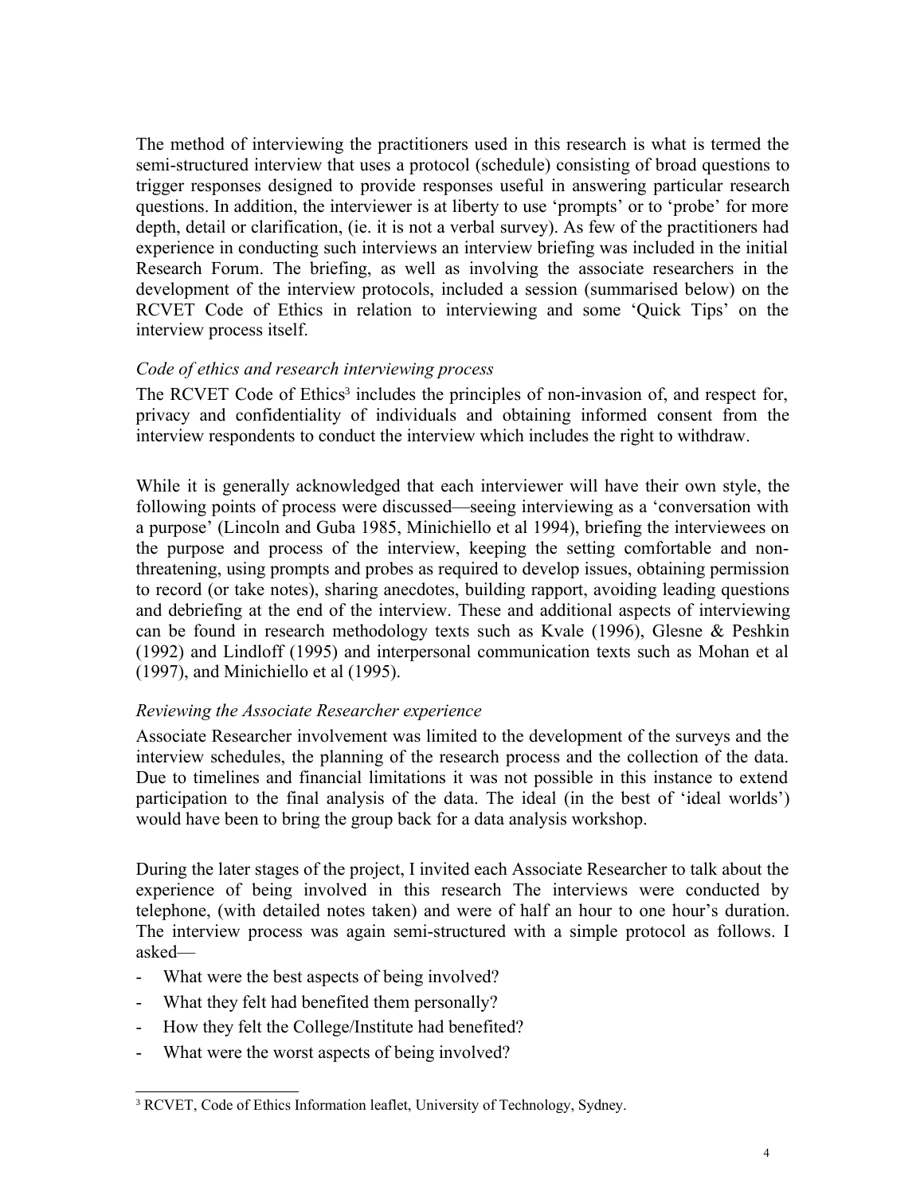The method of interviewing the practitioners used in this research is what is termed the semi-structured interview that uses a protocol (schedule) consisting of broad questions to trigger responses designed to provide responses useful in answering particular research questions. In addition, the interviewer is at liberty to use 'prompts' or to 'probe' for more depth, detail or clarification, (ie. it is not a verbal survey). As few of the practitioners had experience in conducting such interviews an interview briefing was included in the initial Research Forum. The briefing, as well as involving the associate researchers in the development of the interview protocols, included a session (summarised below) on the RCVET Code of Ethics in relation to interviewing and some 'Quick Tips' on the interview process itself.

### *Code of ethics and research interviewing process*

The RCVET Code of Ethics[3] includes the principles of non-invasion of, and respect for, privacy and confidentiality of individuals and obtaining informed consent from the interview respondents to conduct the interview which includes the right to withdraw.

While it is generally acknowledged that each interviewer will have their own style, the following points of process were discussed—seeing interviewing as a 'conversation with a purpose' (Lincoln and Guba 1985, Minichiello et al 1994), briefing the interviewees on the purpose and process of the interview, keeping the setting comfortable and non-threatening, using prompts and probes as required to develop issues, obtaining permission to record (or take notes), sharing anecdotes, building rapport, avoiding leading questions and debriefing at the end of the interview. These and additional aspects of interviewing can be found in research methodology texts such as Kvale (1996), Glesne & Peshkin (1992) and Lindloff (1995) and interpersonal communication texts such as Mohan et al (1997), and Minichiello et al (1995).

### *Reviewing the Associate Researcher experience*

Associate Researcher involvement was limited to the development of the surveys and the interview schedules, the planning of the research process and the collection of the data. Due to timelines and financial limitations it was not possible in this instance to extend participation to the final analysis of the data. The ideal (in the best of 'ideal worlds') would have been to bring the group back for a data analysis workshop.

During the later stages of the project, I invited each Associate Researcher to talk about the experience of being involved in this research The interviews were conducted by telephone, (with detailed notes taken) and were of half an hour to one hour's duration. The interview process was again semi-structured with a simple protocol as follows. I asked—

- What were the best aspects of being involved?
- What they felt had benefited them personally?
- How they felt the College/Institute had benefited?
- What were the worst aspects of being involved?

---

[3] RCVET, Code of Ethics Information leaflet, University of Technology, Sydney.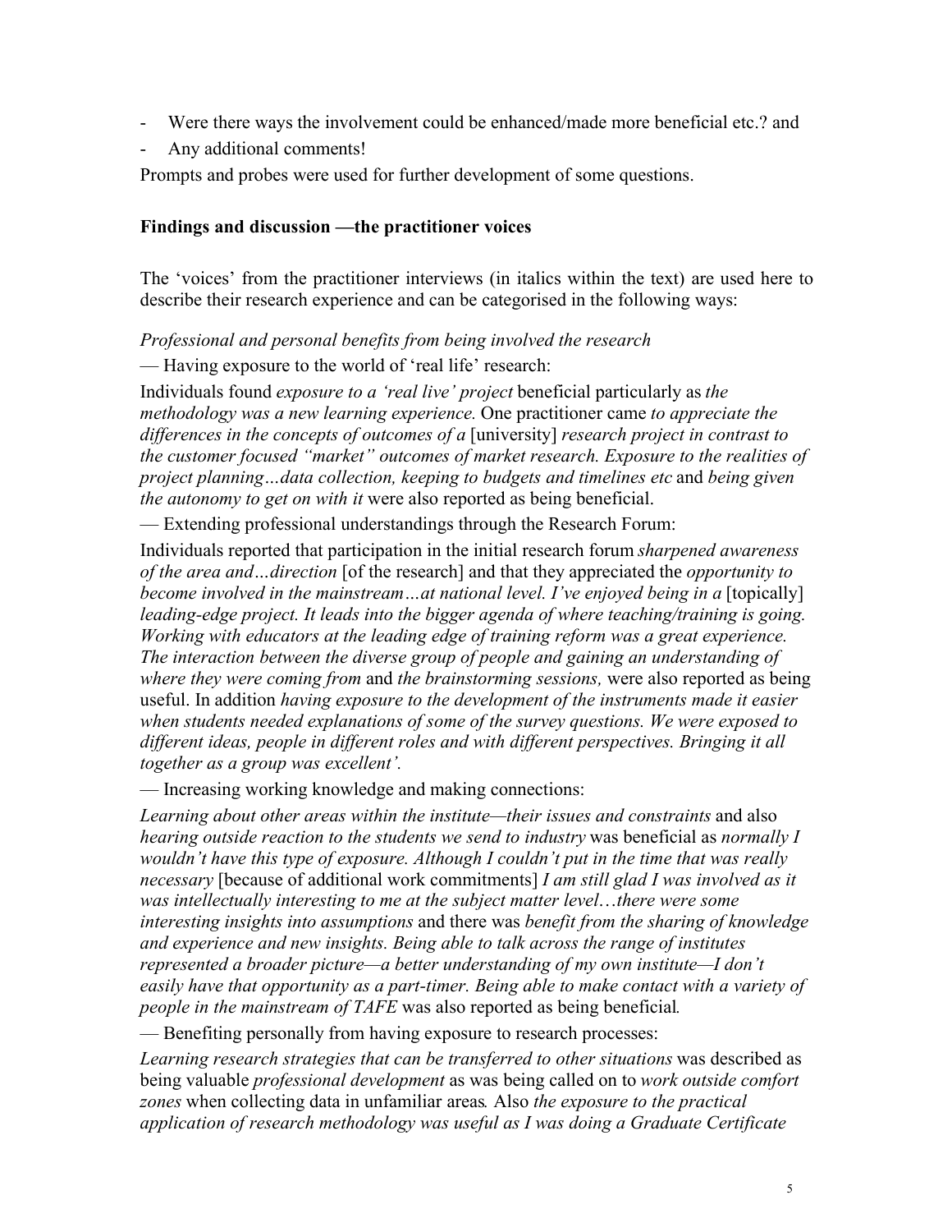- Were there ways the involvement could be enhanced/made more beneficial etc.? and
- Any additional comments!

Prompts and probes were used for further development of some questions.

## Findings and discussion —the practitioner voices

The 'voices' from the practitioner interviews (in italics within the text) are used here to describe their research experience and can be categorised in the following ways:

*Professional and personal benefits from being involved the research*

— Having exposure to the world of 'real life' research:

Individuals found *exposure to a 'real live' project* beneficial particularly as *the methodology was a new learning experience.* One practitioner came *to appreciate the differences in the concepts of outcomes of a* [university] *research project in contrast to the customer focused "market" outcomes of market research. Exposure to the realities of project planning…data collection, keeping to budgets and timelines etc* and *being given the autonomy to get on with it* were also reported as being beneficial.

— Extending professional understandings through the Research Forum:

Individuals reported that participation in the initial research forum *sharpened awareness of the area and…direction* [of the research] and that they appreciated the *opportunity to become involved in the mainstream…at national level. I've enjoyed being in a* [topically] *leading-edge project. It leads into the bigger agenda of where teaching/training is going. Working with educators at the leading edge of training reform was a great experience. The interaction between the diverse group of people and gaining an understanding of where they were coming from* and *the brainstorming sessions,* were also reported as being useful. In addition *having exposure to the development of the instruments made it easier when students needed explanations of some of the survey questions. We were exposed to different ideas, people in different roles and with different perspectives. Bringing it all together as a group was excellent'.*

— Increasing working knowledge and making connections:

*Learning about other areas within the institute—their issues and constraints* and also *hearing outside reaction to the students we send to industry* was beneficial as *normally I wouldn't have this type of exposure. Although I couldn't put in the time that was really necessary* [because of additional work commitments] *I am still glad I was involved as it was intellectually interesting to me at the subject matter level…there were some interesting insights into assumptions* and there was *benefit from the sharing of knowledge and experience and new insights. Being able to talk across the range of institutes represented a broader picture—a better understanding of my own institute—I don't easily have that opportunity as a part-timer. Being able to make contact with a variety of people in the mainstream of TAFE* was also reported as being beneficial*.*

— Benefiting personally from having exposure to research processes:

*Learning research strategies that can be transferred to other situations* was described as being valuable *professional development* as was being called on to *work outside comfort zones* when collecting data in unfamiliar areas*.* Also *the exposure to the practical application of research methodology was useful as I was doing a Graduate Certificate*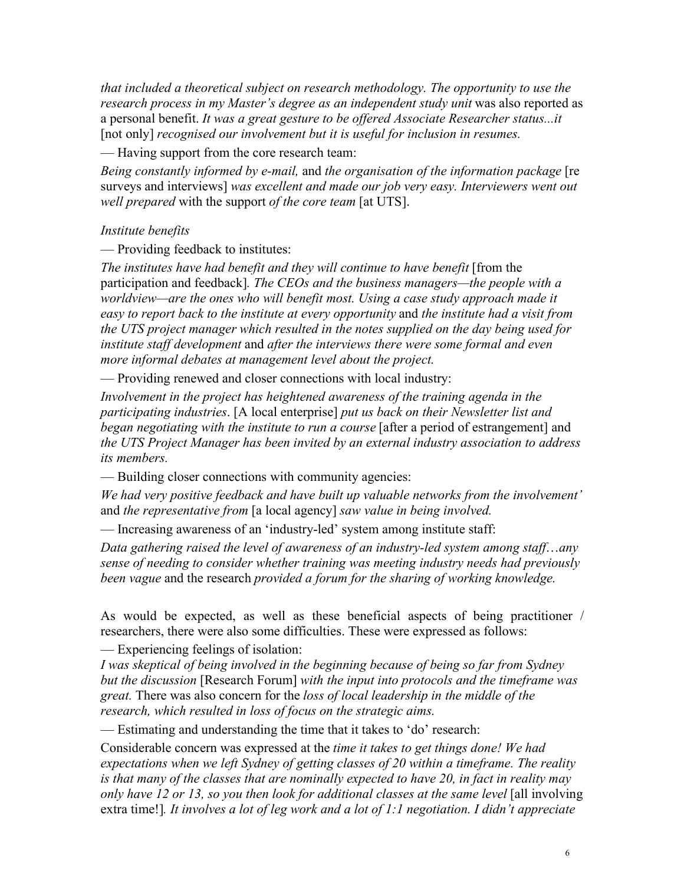*that included a theoretical subject on research methodology. The opportunity to use the research process in my Master's degree as an independent study unit* was also reported as a personal benefit. *It was a great gesture to be offered Associate Researcher status...it* [not only] *recognised our involvement but it is useful for inclusion in resumes.*

— Having support from the core research team:

*Being constantly informed by e-mail,* and *the organisation of the information package* [re surveys and interviews] *was excellent and made our job very easy. Interviewers went out well prepared* with the support *of the core team* [at UTS].

*Institute benefits*

— Providing feedback to institutes:

*The institutes have had benefit and they will continue to have benefit* [from the participation and feedback]*. The CEOs and the business managers—the people with a worldview—are the ones who will benefit most. Using a case study approach made it easy to report back to the institute at every opportunity* and *the institute had a visit from the UTS project manager which resulted in the notes supplied on the day being used for institute staff development* and *after the interviews there were some formal and even more informal debates at management level about the project.*

— Providing renewed and closer connections with local industry:

*Involvement in the project has heightened awareness of the training agenda in the participating industries*. [A local enterprise] *put us back on their Newsletter list and began negotiating with the institute to run a course* [after a period of estrangement] and *the UTS Project Manager has been invited by an external industry association to address its members.*

— Building closer connections with community agencies:

*We had very positive feedback and have built up valuable networks from the involvement'* and *the representative from* [a local agency] *saw value in being involved.*

— Increasing awareness of an 'industry-led' system among institute staff:

*Data gathering raised the level of awareness of an industry-led system among staff…any sense of needing to consider whether training was meeting industry needs had previously been vague* and the research *provided a forum for the sharing of working knowledge.*

As would be expected, as well as these beneficial aspects of being practitioner / researchers, there were also some difficulties. These were expressed as follows:

— Experiencing feelings of isolation:

*I was skeptical of being involved in the beginning because of being so far from Sydney but the discussion* [Research Forum] *with the input into protocols and the timeframe was great.* There was also concern for the *loss of local leadership in the middle of the research, which resulted in loss of focus on the strategic aims.*

— Estimating and understanding the time that it takes to 'do' research:

Considerable concern was expressed at the *time it takes to get things done! We had expectations when we left Sydney of getting classes of 20 within a timeframe. The reality is that many of the classes that are nominally expected to have 20, in fact in reality may only have 12 or 13, so you then look for additional classes at the same level* [all involving extra time!]*. It involves a lot of leg work and a lot of 1:1 negotiation. I didn't appreciate*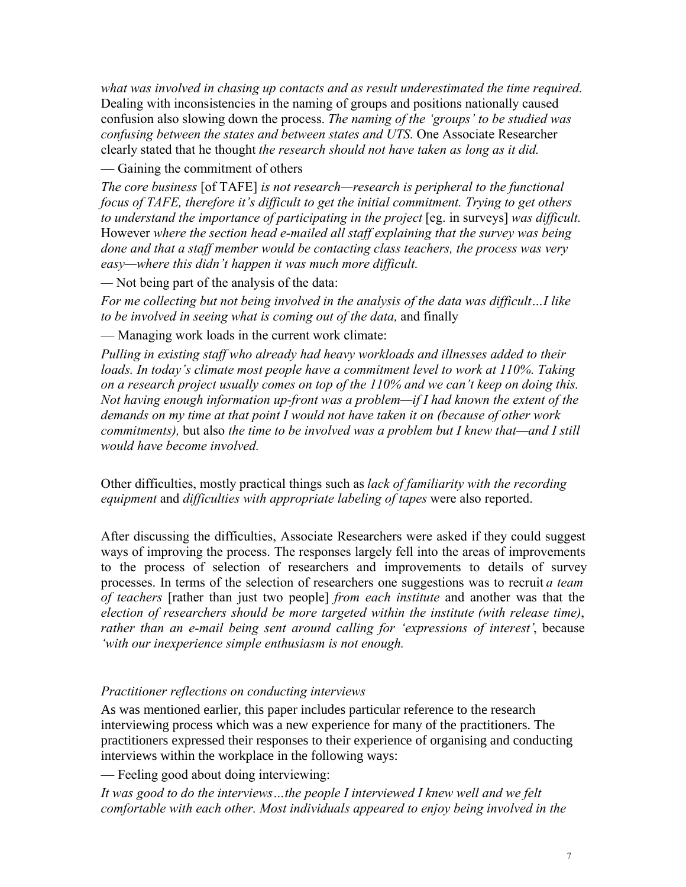*what was involved in chasing up contacts and as result underestimated the time required.* Dealing with inconsistencies in the naming of groups and positions nationally caused confusion also slowing down the process. *The naming of the 'groups' to be studied was confusing between the states and between states and UTS.* One Associate Researcher clearly stated that he thought *the research should not have taken as long as it did.*

— Gaining the commitment of others

*The core business* [of TAFE] *is not research—research is peripheral to the functional focus of TAFE, therefore it's difficult to get the initial commitment. Trying to get others to understand the importance of participating in the project* [eg. in surveys] *was difficult.* However *where the section head e-mailed all staff explaining that the survey was being done and that a staff member would be contacting class teachers, the process was very easy—where this didn't happen it was much more difficult.*

— Not being part of the analysis of the data:

*For me collecting but not being involved in the analysis of the data was difficult…I like to be involved in seeing what is coming out of the data,* and finally

— Managing work loads in the current work climate:

*Pulling in existing staff who already had heavy workloads and illnesses added to their loads. In today's climate most people have a commitment level to work at 110%. Taking on a research project usually comes on top of the 110% and we can't keep on doing this. Not having enough information up-front was a problem—if I had known the extent of the demands on my time at that point I would not have taken it on (because of other work commitments),* but also *the time to be involved was a problem but I knew that—and I still would have become involved.*

Other difficulties, mostly practical things such as *lack of familiarity with the recording equipment* and *difficulties with appropriate labeling of tapes* were also reported.

After discussing the difficulties, Associate Researchers were asked if they could suggest ways of improving the process. The responses largely fell into the areas of improvements to the process of selection of researchers and improvements to details of survey processes. In terms of the selection of researchers one suggestions was to recruit *a team of teachers* [rather than just two people] *from each institute* and another was that the *election of researchers should be more targeted within the institute (with release time)*, *rather than an e-mail being sent around calling for 'expressions of interest'*, because *'with our inexperience simple enthusiasm is not enough.*

*Practitioner reflections on conducting interviews*

As was mentioned earlier, this paper includes particular reference to the research interviewing process which was a new experience for many of the practitioners. The practitioners expressed their responses to their experience of organising and conducting interviews within the workplace in the following ways:

— Feeling good about doing interviewing:

*It was good to do the interviews…the people I interviewed I knew well and we felt comfortable with each other. Most individuals appeared to enjoy being involved in the*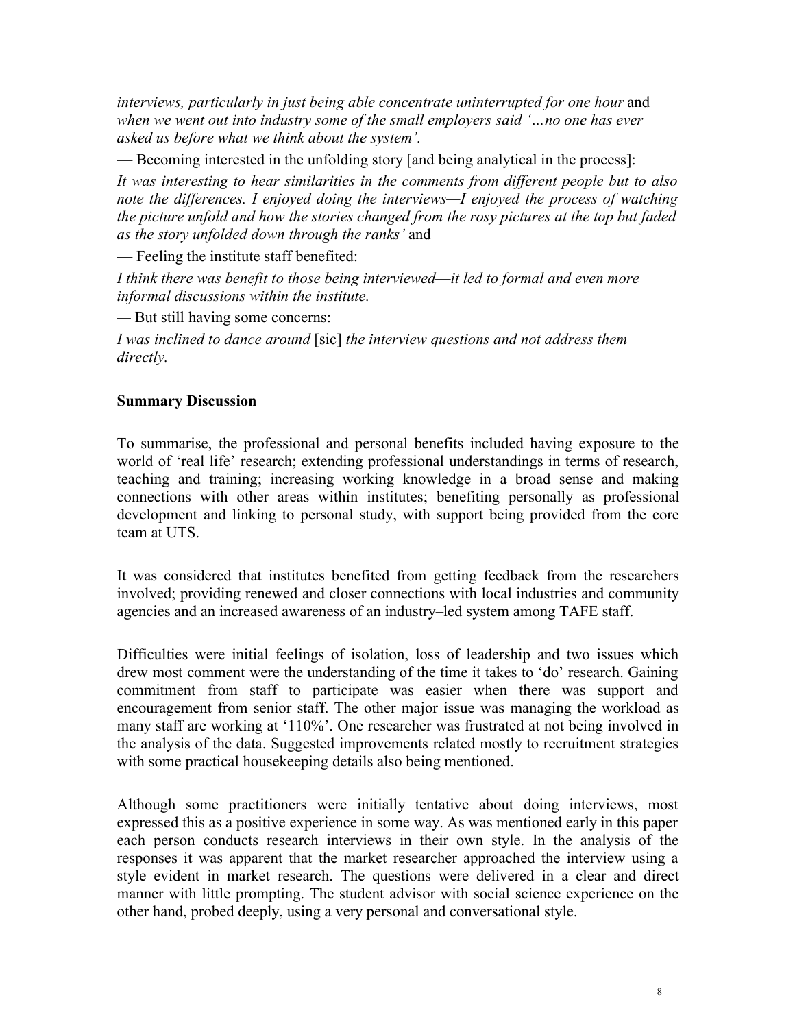*interviews, particularly in just being able concentrate uninterrupted for one hour* and *when we went out into industry some of the small employers said '…no one has ever asked us before what we think about the system'.*

— Becoming interested in the unfolding story [and being analytical in the process]:

*It was interesting to hear similarities in the comments from different people but to also note the differences. I enjoyed doing the interviews—I enjoyed the process of watching the picture unfold and how the stories changed from the rosy pictures at the top but faded as the story unfolded down through the ranks'* and

— Feeling the institute staff benefited:

*I think there was benefit to those being interviewed—it led to formal and even more informal discussions within the institute.*

— But still having some concerns:

*I was inclined to dance around* [sic] *the interview questions and not address them directly.*

**Summary Discussion**

To summarise, the professional and personal benefits included having exposure to the world of 'real life' research; extending professional understandings in terms of research, teaching and training; increasing working knowledge in a broad sense and making connections with other areas within institutes; benefiting personally as professional development and linking to personal study, with support being provided from the core team at UTS.

It was considered that institutes benefited from getting feedback from the researchers involved; providing renewed and closer connections with local industries and community agencies and an increased awareness of an industry–led system among TAFE staff.

Difficulties were initial feelings of isolation, loss of leadership and two issues which drew most comment were the understanding of the time it takes to 'do' research. Gaining commitment from staff to participate was easier when there was support and encouragement from senior staff. The other major issue was managing the workload as many staff are working at '110%'. One researcher was frustrated at not being involved in the analysis of the data. Suggested improvements related mostly to recruitment strategies with some practical housekeeping details also being mentioned.

Although some practitioners were initially tentative about doing interviews, most expressed this as a positive experience in some way. As was mentioned early in this paper each person conducts research interviews in their own style. In the analysis of the responses it was apparent that the market researcher approached the interview using a style evident in market research. The questions were delivered in a clear and direct manner with little prompting. The student advisor with social science experience on the other hand, probed deeply, using a very personal and conversational style.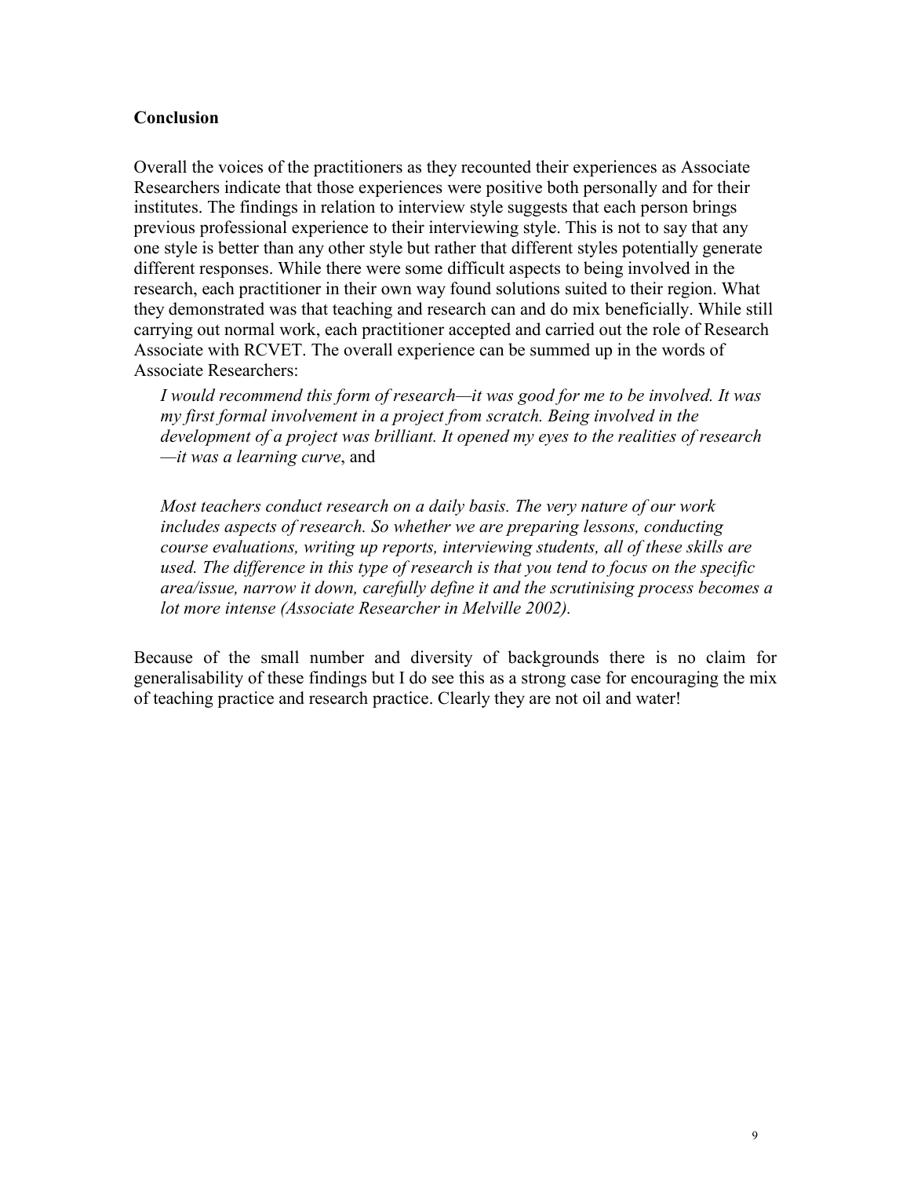**Conclusion**

Overall the voices of the practitioners as they recounted their experiences as Associate Researchers indicate that those experiences were positive both personally and for their institutes. The findings in relation to interview style suggests that each person brings previous professional experience to their interviewing style. This is not to say that any one style is better than any other style but rather that different styles potentially generate different responses. While there were some difficult aspects to being involved in the research, each practitioner in their own way found solutions suited to their region. What they demonstrated was that teaching and research can and do mix beneficially. While still carrying out normal work, each practitioner accepted and carried out the role of Research Associate with RCVET. The overall experience can be summed up in the words of Associate Researchers:

> *I would recommend this form of research—it was good for me to be involved. It was my first formal involvement in a project from scratch. Being involved in the development of a project was brilliant. It opened my eyes to the realities of research —it was a learning curve*, and
>
> *Most teachers conduct research on a daily basis. The very nature of our work includes aspects of research. So whether we are preparing lessons, conducting course evaluations, writing up reports, interviewing students, all of these skills are used. The difference in this type of research is that you tend to focus on the specific area/issue, narrow it down, carefully define it and the scrutinising process becomes a lot more intense (Associate Researcher in Melville 2002).*

Because of the small number and diversity of backgrounds there is no claim for generalisability of these findings but I do see this as a strong case for encouraging the mix of teaching practice and research practice. Clearly they are not oil and water!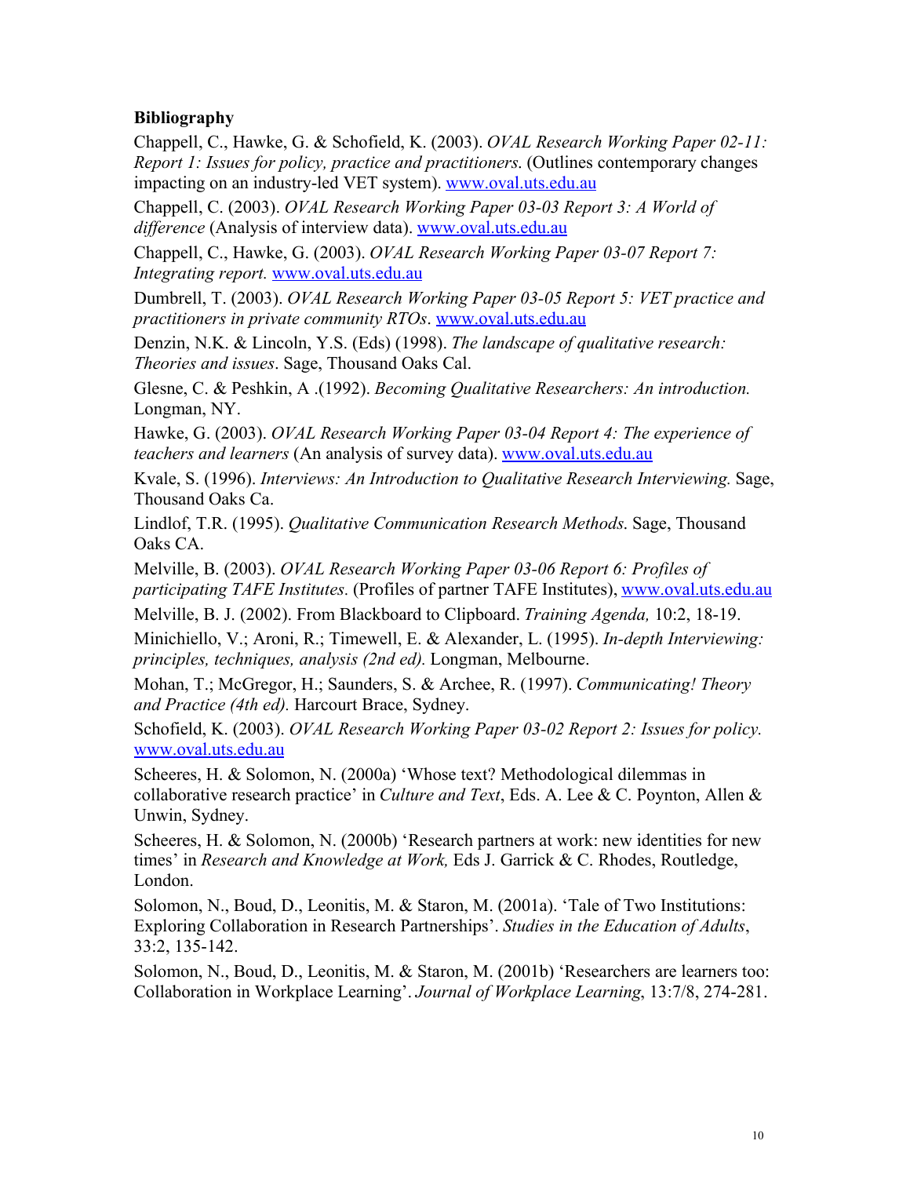**Bibliography**

Chappell, C., Hawke, G. & Schofield, K. (2003). *OVAL Research Working Paper 02-11: Report 1: Issues for policy, practice and practitioners*. (Outlines contemporary changes impacting on an industry-led VET system). www.oval.uts.edu.au

Chappell, C. (2003). *OVAL Research Working Paper 03-03 Report 3: A World of difference* (Analysis of interview data). www.oval.uts.edu.au

Chappell, C., Hawke, G. (2003). *OVAL Research Working Paper 03-07 Report 7: Integrating report.* www.oval.uts.edu.au

Dumbrell, T. (2003). *OVAL Research Working Paper 03-05 Report 5: VET practice and practitioners in private community RTOs*. www.oval.uts.edu.au

Denzin, N.K. & Lincoln, Y.S. (Eds) (1998). *The landscape of qualitative research: Theories and issues*. Sage, Thousand Oaks Cal.

Glesne, C. & Peshkin, A .(1992). *Becoming Qualitative Researchers: An introduction.* Longman, NY.

Hawke, G. (2003). *OVAL Research Working Paper 03-04 Report 4: The experience of teachers and learners* (An analysis of survey data). www.oval.uts.edu.au

Kvale, S. (1996). *Interviews: An Introduction to Qualitative Research Interviewing.* Sage, Thousand Oaks Ca.

Lindlof, T.R. (1995). *Qualitative Communication Research Methods.* Sage, Thousand Oaks CA.

Melville, B. (2003). *OVAL Research Working Paper 03-06 Report 6: Profiles of participating TAFE Institutes.* (Profiles of partner TAFE Institutes), www.oval.uts.edu.au

Melville, B. J. (2002). From Blackboard to Clipboard. *Training Agenda,* 10:2, 18-19.

Minichiello, V.; Aroni, R.; Timewell, E. & Alexander, L. (1995). *In-depth Interviewing: principles, techniques, analysis (2nd ed).* Longman, Melbourne.

Mohan, T.; McGregor, H.; Saunders, S. & Archee, R. (1997). *Communicating! Theory and Practice (4th ed).* Harcourt Brace, Sydney.

Schofield, K. (2003). *OVAL Research Working Paper 03-02 Report 2: Issues for policy.* www.oval.uts.edu.au

Scheeres, H. & Solomon, N. (2000a) 'Whose text? Methodological dilemmas in collaborative research practice' in *Culture and Text*, Eds. A. Lee & C. Poynton, Allen & Unwin, Sydney.

Scheeres, H. & Solomon, N. (2000b) 'Research partners at work: new identities for new times' in *Research and Knowledge at Work,* Eds J. Garrick & C. Rhodes, Routledge, London.

Solomon, N., Boud, D., Leonitis, M. & Staron, M. (2001a). 'Tale of Two Institutions: Exploring Collaboration in Research Partnerships'. *Studies in the Education of Adults*, 33:2, 135-142.

Solomon, N., Boud, D., Leonitis, M. & Staron, M. (2001b) 'Researchers are learners too: Collaboration in Workplace Learning'. *Journal of Workplace Learning*, 13:7/8, 274-281.